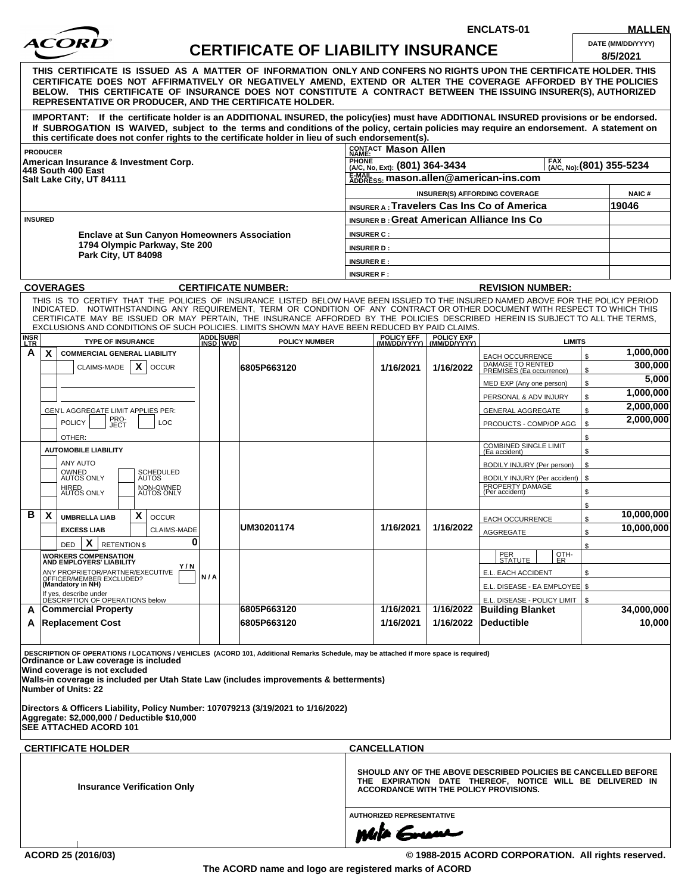ENCLATS-01 MALLEN

# CERTIFICATE OF LIABILITY INSURANCE

DATE (MM/DD/YYYY): 8/5/2021

**THIS CERTIFICATE IS ISSUED AS A MATTER OF INFORMATION ONLY AND CONFERS NO RIGHTS UPON THE CERTIFICATE HOLDER. THIS CERTIFICATE DOES NOT AFFIRMATIVELY OR NEGATIVELY AMEND, EXTEND OR ALTER THE COVERAGE AFFORDED BY THE POLICIES BELOW. THIS CERTIFICATE OF INSURANCE DOES NOT CONSTITUTE A CONTRACT BETWEEN THE ISSUING INSURER(S), AUTHORIZED REPRESENTATIVE OR PRODUCER, AND THE CERTIFICATE HOLDER.**

**IMPORTANT: If the certificate holder is an ADDITIONAL INSURED, the policy(ies) must have ADDITIONAL INSURED provisions or be endorsed. If SUBROGATION IS WAIVED, subject to the terms and conditions of the policy, certain policies may require an endorsement. A statement on this certificate does not confer rights to the certificate holder in lieu of such endorsement(s).**

**PRODUCER**
American Insurance & Investment Corp.
448 South 400 East
Salt Lake City, UT 84111

CONTACT NAME: Mason Allen
PHONE (A/C, No, Ext): (801) 364-3434
FAX (A/C, No): (801) 355-5234
E-MAIL ADDRESS: mason.allen@american-ins.com

| INSURER(S) AFFORDING COVERAGE | NAIC # |
|---|---|
| INSURER A : Travelers Cas Ins Co of America | 19046 |
| INSURER B : Great American Alliance Ins Co | |
| INSURER C : | |
| INSURER D : | |
| INSURER E : | |
| INSURER F : | |

**INSURED**
Enclave at Sun Canyon Homeowners Association
1794 Olympic Parkway, Ste 200
Park City, UT 84098

**COVERAGES** CERTIFICATE NUMBER: REVISION NUMBER:

THIS IS TO CERTIFY THAT THE POLICIES OF INSURANCE LISTED BELOW HAVE BEEN ISSUED TO THE INSURED NAMED ABOVE FOR THE POLICY PERIOD INDICATED. NOTWITHSTANDING ANY REQUIREMENT, TERM OR CONDITION OF ANY CONTRACT OR OTHER DOCUMENT WITH RESPECT TO WHICH THIS CERTIFICATE MAY BE ISSUED OR MAY PERTAIN, THE INSURANCE AFFORDED BY THE POLICIES DESCRIBED HEREIN IS SUBJECT TO ALL THE TERMS, EXCLUSIONS AND CONDITIONS OF SUCH POLICIES. LIMITS SHOWN MAY HAVE BEEN REDUCED BY PAID CLAIMS.

| INSR LTR | TYPE OF INSURANCE | ADDL INSD | SUBR WVD | POLICY NUMBER | POLICY EFF (MM/DD/YYYY) | POLICY EXP (MM/DD/YYYY) | LIMITS | |
|---|---|---|---|---|---|---|---|---|
| A | X COMMERCIAL GENERAL LIABILITY | | | 6805P663120 | 1/16/2021 | 1/16/2022 | EACH OCCURRENCE | $ 1,000,000 |
| | CLAIMS-MADE X OCCUR | | | | | | DAMAGE TO RENTED PREMISES (Ea occurrence) | $ 300,000 |
| | | | | | | | MED EXP (Any one person) | $ 5,000 |
| | | | | | | | PERSONAL & ADV INJURY | $ 1,000,000 |
| | GEN'L AGGREGATE LIMIT APPLIES PER: | | | | | | GENERAL AGGREGATE | $ 2,000,000 |
| | POLICY PRO-JECT LOC | | | | | | PRODUCTS - COMP/OP AGG | $ 2,000,000 |
| | OTHER: | | | | | | | $ |
| | AUTOMOBILE LIABILITY | | | | | | COMBINED SINGLE LIMIT (Ea accident) | $ |
| | ANY AUTO | | | | | | BODILY INJURY (Per person) | $ |
| | OWNED AUTOS ONLY / SCHEDULED AUTOS | | | | | | BODILY INJURY (Per accident) | $ |
| | HIRED AUTOS ONLY / NON-OWNED AUTOS ONLY | | | | | | PROPERTY DAMAGE (Per accident) | $ |
| | | | | | | | | $ |
| B | X UMBRELLA LIAB X OCCUR | | | UM30201174 | 1/16/2021 | 1/16/2022 | EACH OCCURRENCE | $ 10,000,000 |
| | EXCESS LIAB CLAIMS-MADE | | | | | | AGGREGATE | $ 10,000,000 |
| | DED X RETENTION $ 0 | | | | | | | $ |
| | WORKERS COMPENSATION AND EMPLOYERS' LIABILITY Y/N | | | | | | PER STATUTE / OTH-ER | |
| | ANY PROPRIETOR/PARTNER/EXECUTIVE OFFICER/MEMBER EXCLUDED? (Mandatory in NH) | N/A | | | | | E.L. EACH ACCIDENT | $ |
| | If yes, describe under DESCRIPTION OF OPERATIONS below | | | | | | E.L. DISEASE - EA EMPLOYEE | $ |
| | | | | | | | E.L. DISEASE - POLICY LIMIT | $ |
| A | Commercial Property | | | 6805P663120 | 1/16/2021 | 1/16/2022 | Building Blanket | 34,000,000 |
| A | Replacement Cost | | | 6805P663120 | 1/16/2021 | 1/16/2022 | Deductible | 10,000 |

**DESCRIPTION OF OPERATIONS / LOCATIONS / VEHICLES** (ACORD 101, Additional Remarks Schedule, may be attached if more space is required)

**Ordinance or Law coverage is included**
**Wind coverage is not excluded**
**Walls-in coverage is included per Utah State Law (includes improvements & betterments)**
**Number of Units: 22**

**Directors & Officers Liability, Policy Number: 107079213 (3/19/2021 to 1/16/2022)**
**Aggregate: $2,000,000 / Deductible $10,000**
**SEE ATTACHED ACORD 101**

**CERTIFICATE HOLDER**

Insurance Verification Only

**CANCELLATION**

SHOULD ANY OF THE ABOVE DESCRIBED POLICIES BE CANCELLED BEFORE THE EXPIRATION DATE THEREOF, NOTICE WILL BE DELIVERED IN ACCORDANCE WITH THE POLICY PROVISIONS.

AUTHORIZED REPRESENTATIVE

ACORD 25 (2016/03) © 1988-2015 ACORD CORPORATION. All rights reserved.

The ACORD name and logo are registered marks of ACORD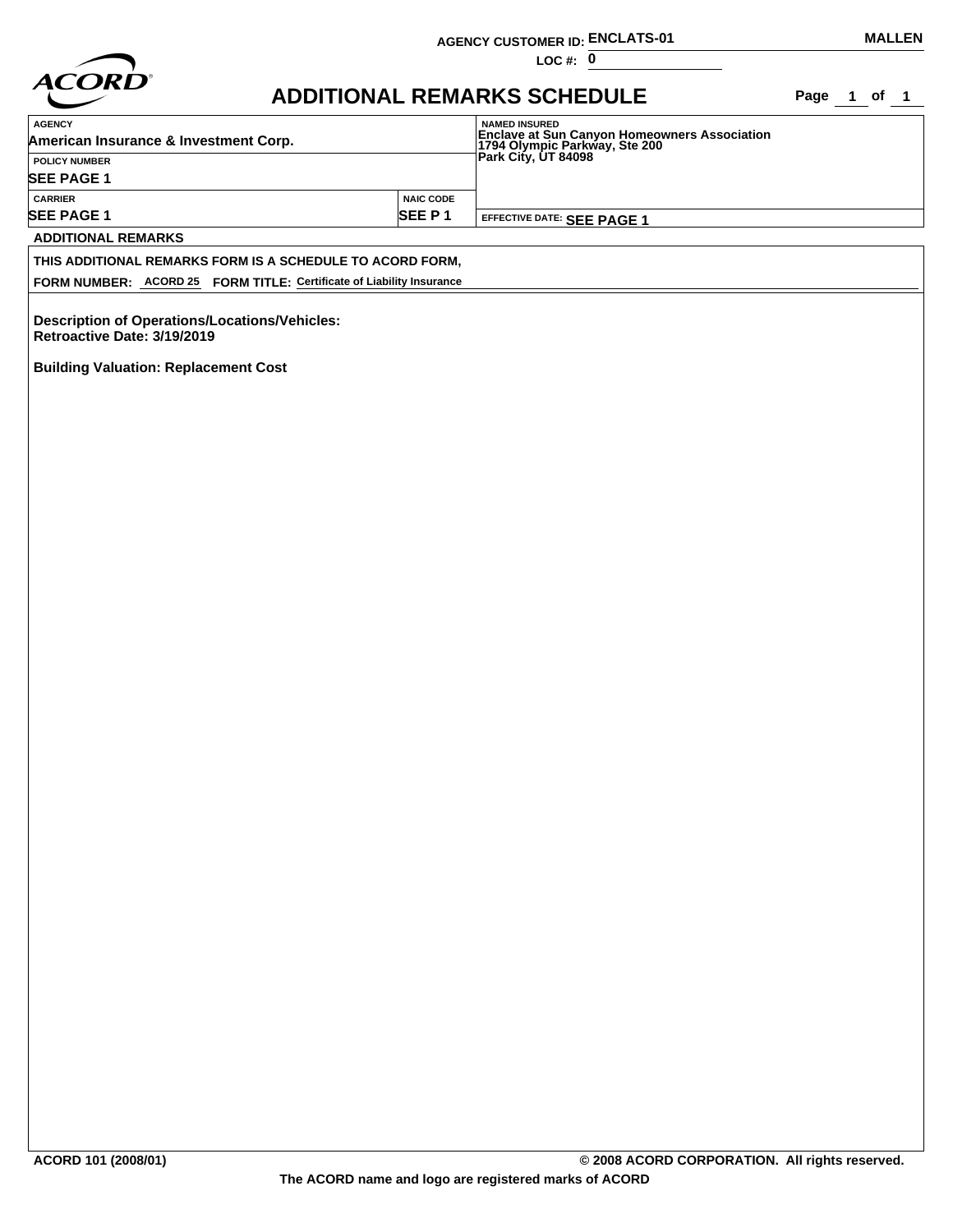AGENCY CUSTOMER ID: ENCLATS-01

LOC #: 0

MALLEN

# ADDITIONAL REMARKS SCHEDULE

| | |
|---|---|
| **AGENCY**<br>American Insurance & Investment Corp. | **NAMED INSURED**<br>Enclave at Sun Canyon Homeowners Association<br>1794 Olympic Parkway, Ste 200<br>Park City, UT 84098 |
| **POLICY NUMBER**<br>SEE PAGE 1 | |
| **CARRIER**<br>SEE PAGE 1 / **NAIC CODE**<br>SEE P 1 | **EFFECTIVE DATE:** SEE PAGE 1 |

**ADDITIONAL REMARKS**

THIS ADDITIONAL REMARKS FORM IS A SCHEDULE TO ACORD FORM,

FORM NUMBER: ACORD 25 FORM TITLE: Certificate of Liability Insurance

**Description of Operations/Locations/Vehicles:**
**Retroactive Date: 3/19/2019**

**Building Valuation: Replacement Cost**

ACORD 101 (2008/01) © 2008 ACORD CORPORATION. All rights reserved.

The ACORD name and logo are registered marks of ACORD